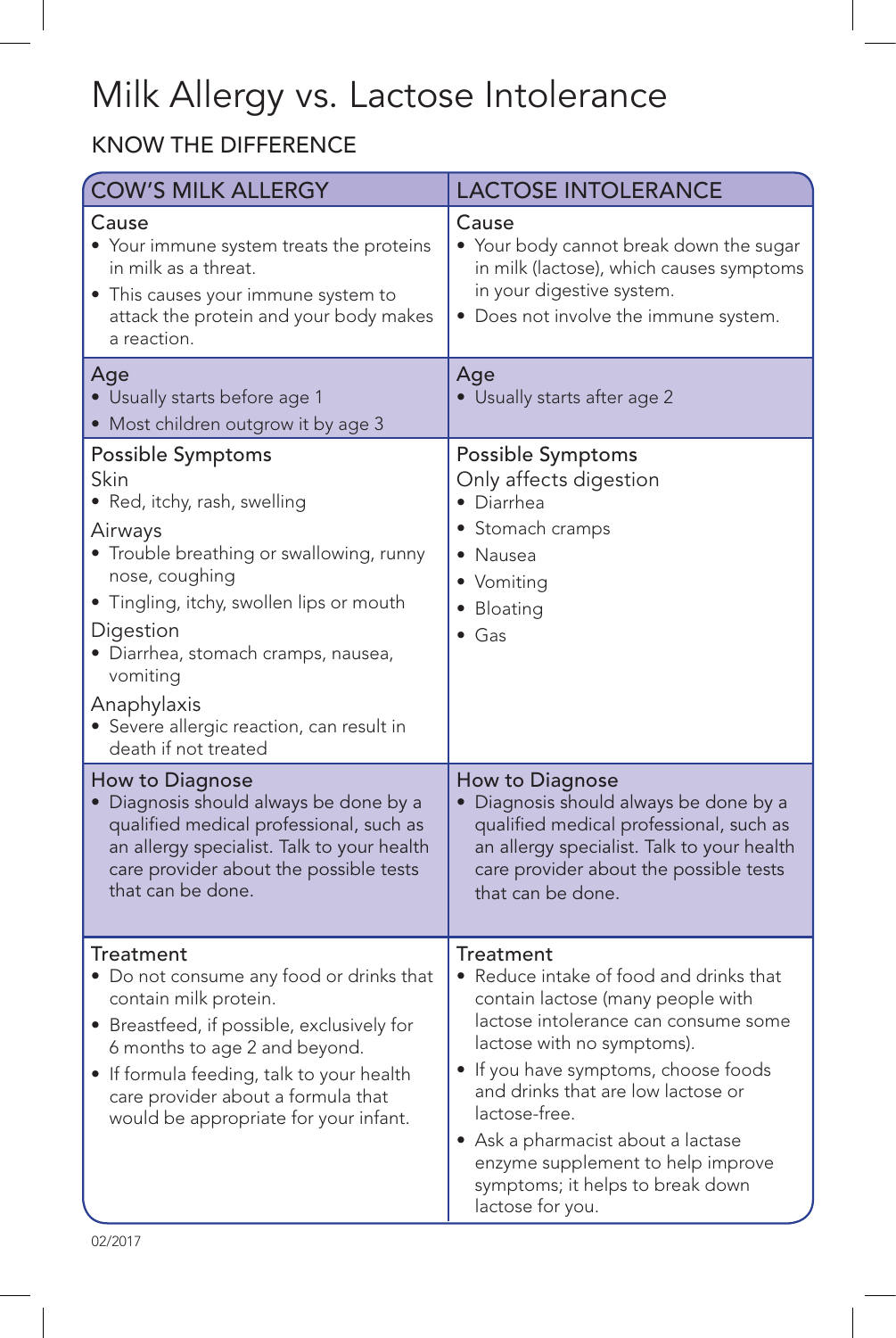# Milk Allergy vs. Lactose Intolerance

## KNOW THE DIFFERENCE

| COW'S MILK ALLERGY | LACTOSE INTOLERANCE |
|---|---|
| **Cause**<br>• Your immune system treats the proteins in milk as a threat.<br>• This causes your immune system to attack the protein and your body makes a reaction. | **Cause**<br>• Your body cannot break down the sugar in milk (lactose), which causes symptoms in your digestive system.<br>• Does not involve the immune system. |
| **Age**<br>• Usually starts before age 1<br>• Most children outgrow it by age 3 | **Age**<br>• Usually starts after age 2 |
| **Possible Symptoms**<br>Skin<br>• Red, itchy, rash, swelling<br>Airways<br>• Trouble breathing or swallowing, runny nose, coughing<br>• Tingling, itchy, swollen lips or mouth<br>Digestion<br>• Diarrhea, stomach cramps, nausea, vomiting<br>Anaphylaxis<br>• Severe allergic reaction, can result in death if not treated | **Possible Symptoms**<br>Only affects digestion<br>• Diarrhea<br>• Stomach cramps<br>• Nausea<br>• Vomiting<br>• Bloating<br>• Gas |
| **How to Diagnose**<br>• Diagnosis should always be done by a qualified medical professional, such as an allergy specialist. Talk to your health care provider about the possible tests that can be done. | **How to Diagnose**<br>• Diagnosis should always be done by a qualified medical professional, such as an allergy specialist. Talk to your health care provider about the possible tests that can be done. |
| **Treatment**<br>• Do not consume any food or drinks that contain milk protein.<br>• Breastfeed, if possible, exclusively for 6 months to age 2 and beyond.<br>• If formula feeding, talk to your health care provider about a formula that would be appropriate for your infant. | **Treatment**<br>• Reduce intake of food and drinks that contain lactose (many people with lactose intolerance can consume some lactose with no symptoms).<br>• If you have symptoms, choose foods and drinks that are low lactose or lactose-free.<br>• Ask a pharmacist about a lactase enzyme supplement to help improve symptoms; it helps to break down lactose for you. |

02/2017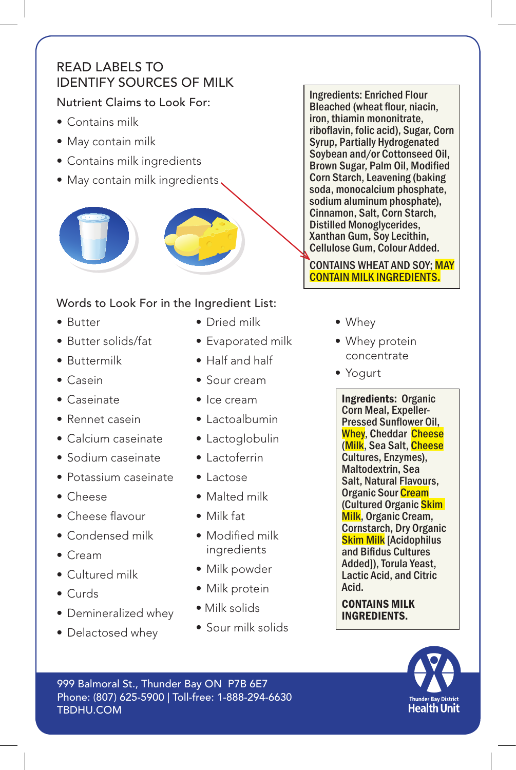# READ LABELS TO IDENTIFY SOURCES OF MILK

## Nutrient Claims to Look For:

- Contains milk
- May contain milk
- Contains milk ingredients
- May contain milk ingredients

Ingredients: Enriched Flour Bleached (wheat flour, niacin, iron, thiamin mononitrate, riboflavin, folic acid), Sugar, Corn Syrup, Partially Hydrogenated Soybean and/or Cottonseed Oil, Brown Sugar, Palm Oil, Modified Corn Starch, Leavening (baking soda, monocalcium phosphate, sodium aluminum phosphate), Cinnamon, Salt, Corn Starch, Distilled Monoglycerides, Xanthan Gum, Soy Lecithin, Cellulose Gum, Colour Added.

CONTAINS WHEAT AND SOY; MAY CONTAIN MILK INGREDIENTS.

## Words to Look For in the Ingredient List:

- Butter
- Butter solids/fat
- Buttermilk
- Casein
- Caseinate
- Rennet casein
- Calcium caseinate
- Sodium caseinate
- Potassium caseinate
- Cheese
- Cheese flavour
- Condensed milk
- Cream
- Cultured milk
- Curds
- Demineralized whey
- Delactosed whey
- Dried milk
- Evaporated milk
- Half and half
- Sour cream
- Ice cream
- Lactoalbumin
- Lactoglobulin
- Lactoferrin
- Lactose
- Malted milk
- Milk fat
- Modified milk ingredients
- Milk powder
- Milk protein
- Milk solids
- Sour milk solids
- Whey
- Whey protein concentrate
- Yogurt

**Ingredients:** Organic Corn Meal, Expeller-Pressed Sunflower Oil, Whey, Cheddar Cheese (Milk, Sea Salt, Cheese Cultures, Enzymes), Maltodextrin, Sea Salt, Natural Flavours, Organic Sour Cream (Cultured Organic Skim Milk, Organic Cream, Cornstarch, Dry Organic Skim Milk [Acidophilus and Bifidus Cultures Added]), Torula Yeast, Lactic Acid, and Citric Acid.

**CONTAINS MILK INGREDIENTS.**

999 Balmoral St., Thunder Bay ON P7B 6E7
Phone: (807) 625-5900 | Toll-free: 1-888-294-6630
TBDHU.COM

Thunder Bay District Health Unit